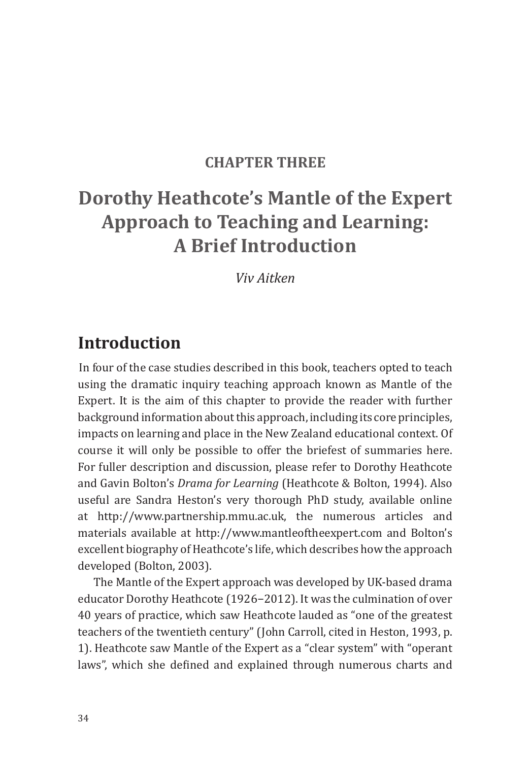**CHAPTER THREE**

# Dorothy Heathcote's Mantle of the Expert Approach to Teaching and Learning: A Brief Introduction

*Viv Aitken*

## Introduction

In four of the case studies described in this book, teachers opted to teach using the dramatic inquiry teaching approach known as Mantle of the Expert. It is the aim of this chapter to provide the reader with further background information about this approach, including its core principles, impacts on learning and place in the New Zealand educational context. Of course it will only be possible to offer the briefest of summaries here. For fuller description and discussion, please refer to Dorothy Heathcote and Gavin Bolton's *Drama for Learning* (Heathcote & Bolton, 1994). Also useful are Sandra Heston's very thorough PhD study, available online at http://www.partnership.mmu.ac.uk, the numerous articles and materials available at http://www.mantleoftheexpert.com and Bolton's excellent biography of Heathcote's life, which describes how the approach developed (Bolton, 2003).

The Mantle of the Expert approach was developed by UK-based drama educator Dorothy Heathcote (1926–2012). It was the culmination of over 40 years of practice, which saw Heathcote lauded as "one of the greatest teachers of the twentieth century" (John Carroll, cited in Heston, 1993, p. 1). Heathcote saw Mantle of the Expert as a "clear system" with "operant laws", which she defined and explained through numerous charts and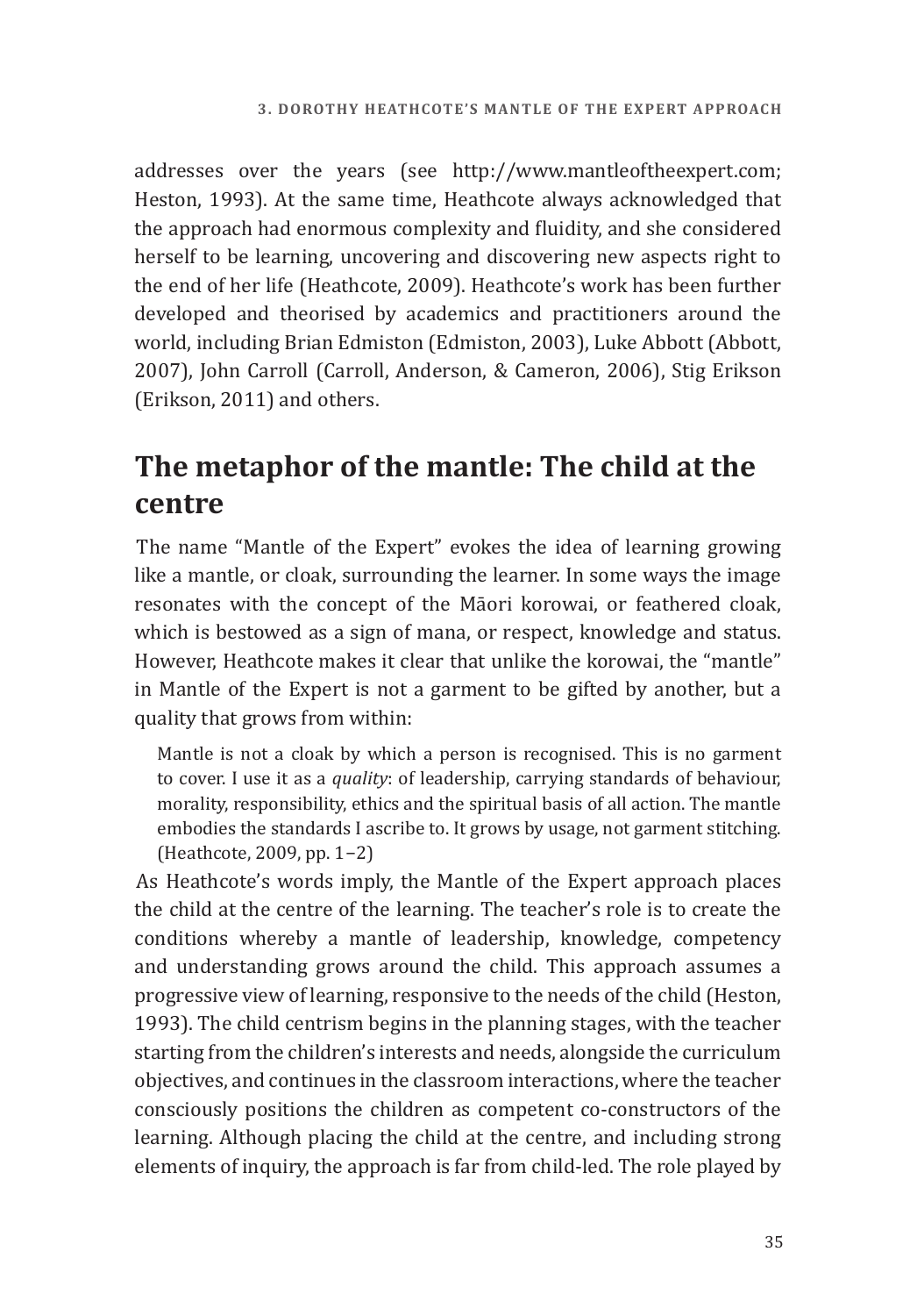addresses over the years (see http://www.mantleoftheexpert.com; Heston, 1993). At the same time, Heathcote always acknowledged that the approach had enormous complexity and fluidity, and she considered herself to be learning, uncovering and discovering new aspects right to the end of her life (Heathcote, 2009). Heathcote's work has been further developed and theorised by academics and practitioners around the world, including Brian Edmiston (Edmiston, 2003), Luke Abbott (Abbott, 2007), John Carroll (Carroll, Anderson, & Cameron, 2006), Stig Erikson (Erikson, 2011) and others.

## The metaphor of the mantle: The child at the centre

The name "Mantle of the Expert" evokes the idea of learning growing like a mantle, or cloak, surrounding the learner. In some ways the image resonates with the concept of the Māori korowai, or feathered cloak, which is bestowed as a sign of mana, or respect, knowledge and status. However, Heathcote makes it clear that unlike the korowai, the "mantle" in Mantle of the Expert is not a garment to be gifted by another, but a quality that grows from within:

> Mantle is not a cloak by which a person is recognised. This is no garment to cover. I use it as a *quality*: of leadership, carrying standards of behaviour, morality, responsibility, ethics and the spiritual basis of all action. The mantle embodies the standards I ascribe to. It grows by usage, not garment stitching. (Heathcote, 2009, pp. 1–2)

As Heathcote's words imply, the Mantle of the Expert approach places the child at the centre of the learning. The teacher's role is to create the conditions whereby a mantle of leadership, knowledge, competency and understanding grows around the child. This approach assumes a progressive view of learning, responsive to the needs of the child (Heston, 1993). The child centrism begins in the planning stages, with the teacher starting from the children's interests and needs, alongside the curriculum objectives, and continues in the classroom interactions, where the teacher consciously positions the children as competent co-constructors of the learning. Although placing the child at the centre, and including strong elements of inquiry, the approach is far from child-led. The role played by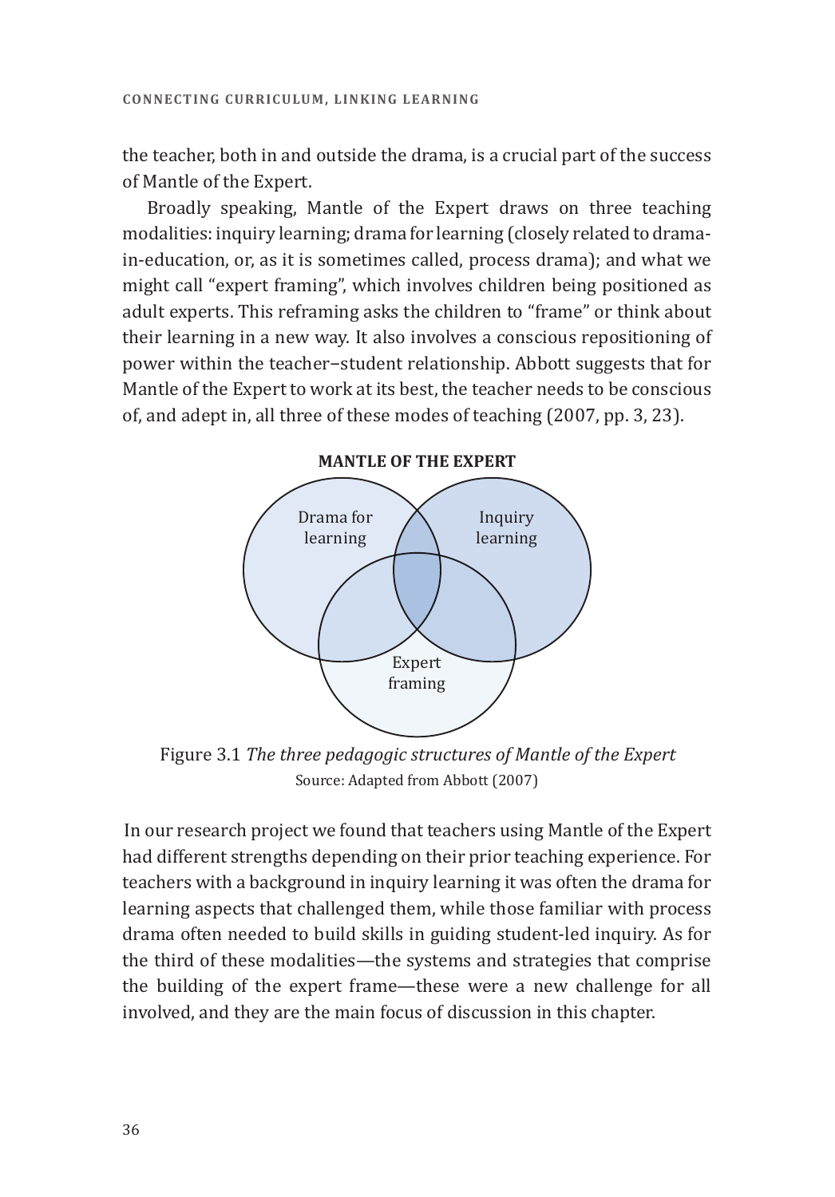the teacher, both in and outside the drama, is a crucial part of the success of Mantle of the Expert.

Broadly speaking, Mantle of the Expert draws on three teaching modalities: inquiry learning; drama for learning (closely related to drama-in-education, or, as it is sometimes called, process drama); and what we might call "expert framing", which involves children being positioned as adult experts. This reframing asks the children to "frame" or think about their learning in a new way. It also involves a conscious repositioning of power within the teacher–student relationship. Abbott suggests that for Mantle of the Expert to work at its best, the teacher needs to be conscious of, and adept in, all three of these modes of teaching (2007, pp. 3, 23).

**MANTLE OF THE EXPERT**

Drama for learning

Inquiry learning

Expert framing

Figure 3.1 *The three pedagogic structures of Mantle of the Expert*
Source: Adapted from Abbott (2007)

In our research project we found that teachers using Mantle of the Expert had different strengths depending on their prior teaching experience. For teachers with a background in inquiry learning it was often the drama for learning aspects that challenged them, while those familiar with process drama often needed to build skills in guiding student-led inquiry. As for the third of these modalities—the systems and strategies that comprise the building of the expert frame—these were a new challenge for all involved, and they are the main focus of discussion in this chapter.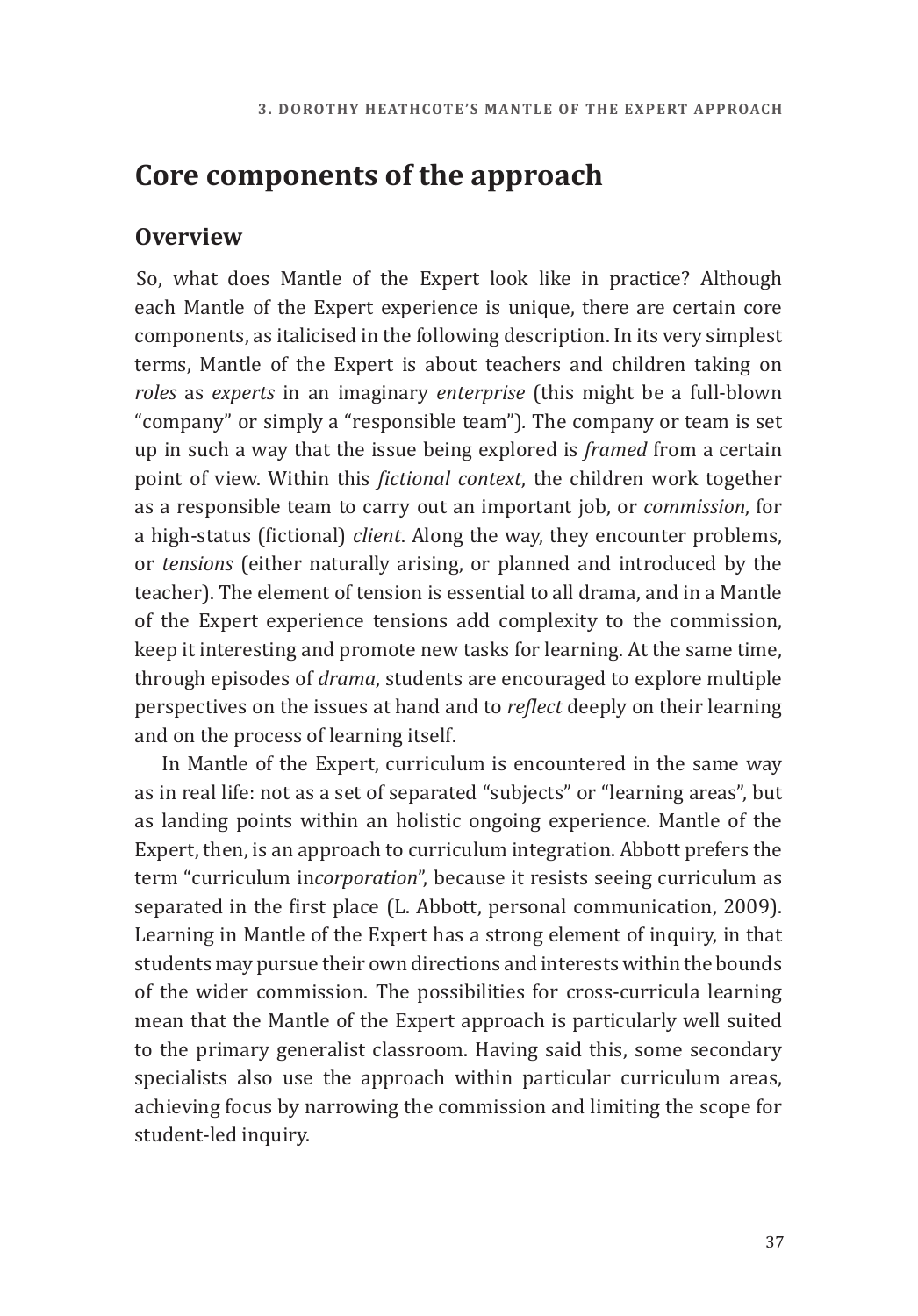# Core components of the approach

## Overview

So, what does Mantle of the Expert look like in practice? Although each Mantle of the Expert experience is unique, there are certain core components, as italicised in the following description. In its very simplest terms, Mantle of the Expert is about teachers and children taking on *roles* as *experts* in an imaginary *enterprise* (this might be a full-blown "company" or simply a "responsible team"). The company or team is set up in such a way that the issue being explored is *framed* from a certain point of view. Within this *fictional context*, the children work together as a responsible team to carry out an important job, or *commission*, for a high-status (fictional) *client*. Along the way, they encounter problems, or *tensions* (either naturally arising, or planned and introduced by the teacher). The element of tension is essential to all drama, and in a Mantle of the Expert experience tensions add complexity to the commission, keep it interesting and promote new tasks for learning. At the same time, through episodes of *drama*, students are encouraged to explore multiple perspectives on the issues at hand and to *reflect* deeply on their learning and on the process of learning itself.

In Mantle of the Expert, curriculum is encountered in the same way as in real life: not as a set of separated "subjects" or "learning areas", but as landing points within an holistic ongoing experience. Mantle of the Expert, then, is an approach to curriculum integration. Abbott prefers the term "curriculum in*corporation*", because it resists seeing curriculum as separated in the first place (L. Abbott, personal communication, 2009). Learning in Mantle of the Expert has a strong element of inquiry, in that students may pursue their own directions and interests within the bounds of the wider commission. The possibilities for cross-curricula learning mean that the Mantle of the Expert approach is particularly well suited to the primary generalist classroom. Having said this, some secondary specialists also use the approach within particular curriculum areas, achieving focus by narrowing the commission and limiting the scope for student-led inquiry.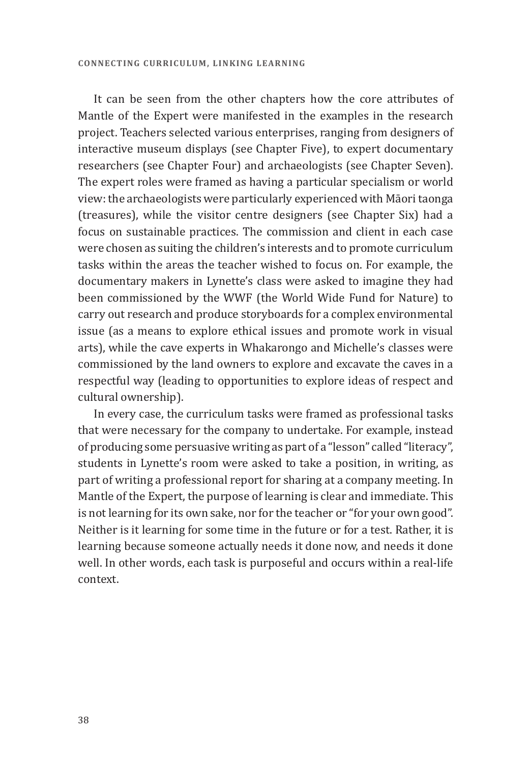It can be seen from the other chapters how the core attributes of Mantle of the Expert were manifested in the examples in the research project. Teachers selected various enterprises, ranging from designers of interactive museum displays (see Chapter Five), to expert documentary researchers (see Chapter Four) and archaeologists (see Chapter Seven). The expert roles were framed as having a particular specialism or world view: the archaeologists were particularly experienced with Māori taonga (treasures), while the visitor centre designers (see Chapter Six) had a focus on sustainable practices. The commission and client in each case were chosen as suiting the children's interests and to promote curriculum tasks within the areas the teacher wished to focus on. For example, the documentary makers in Lynette's class were asked to imagine they had been commissioned by the WWF (the World Wide Fund for Nature) to carry out research and produce storyboards for a complex environmental issue (as a means to explore ethical issues and promote work in visual arts), while the cave experts in Whakarongo and Michelle's classes were commissioned by the land owners to explore and excavate the caves in a respectful way (leading to opportunities to explore ideas of respect and cultural ownership).

In every case, the curriculum tasks were framed as professional tasks that were necessary for the company to undertake. For example, instead of producing some persuasive writing as part of a "lesson" called "literacy", students in Lynette's room were asked to take a position, in writing, as part of writing a professional report for sharing at a company meeting. In Mantle of the Expert, the purpose of learning is clear and immediate. This is not learning for its own sake, nor for the teacher or "for your own good". Neither is it learning for some time in the future or for a test. Rather, it is learning because someone actually needs it done now, and needs it done well. In other words, each task is purposeful and occurs within a real-life context.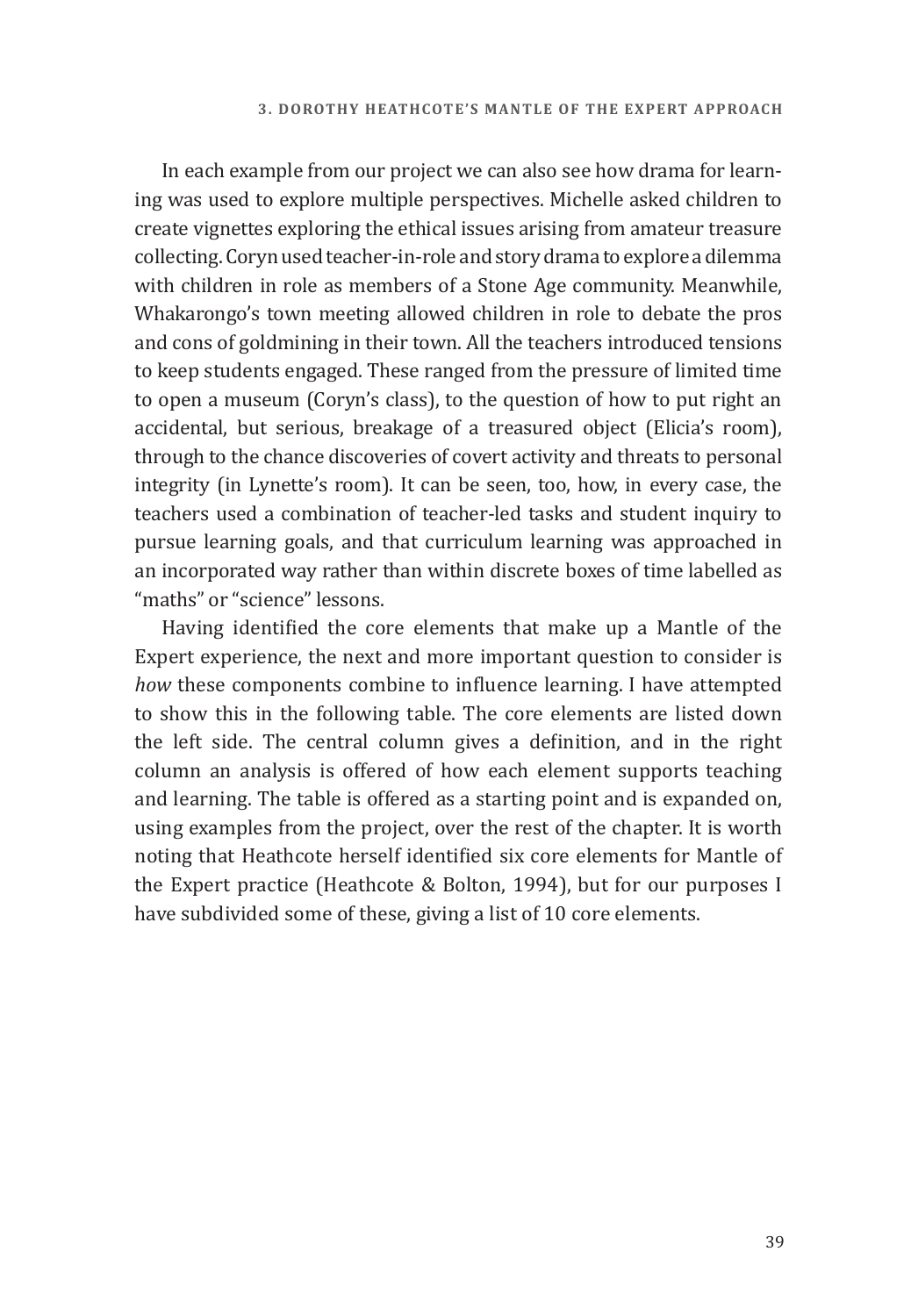In each example from our project we can also see how drama for learning was used to explore multiple perspectives. Michelle asked children to create vignettes exploring the ethical issues arising from amateur treasure collecting. Coryn used teacher-in-role and story drama to explore a dilemma with children in role as members of a Stone Age community. Meanwhile, Whakarongo's town meeting allowed children in role to debate the pros and cons of goldmining in their town. All the teachers introduced tensions to keep students engaged. These ranged from the pressure of limited time to open a museum (Coryn's class), to the question of how to put right an accidental, but serious, breakage of a treasured object (Elicia's room), through to the chance discoveries of covert activity and threats to personal integrity (in Lynette's room). It can be seen, too, how, in every case, the teachers used a combination of teacher-led tasks and student inquiry to pursue learning goals, and that curriculum learning was approached in an incorporated way rather than within discrete boxes of time labelled as "maths" or "science" lessons.

Having identified the core elements that make up a Mantle of the Expert experience, the next and more important question to consider is *how* these components combine to influence learning. I have attempted to show this in the following table. The core elements are listed down the left side. The central column gives a definition, and in the right column an analysis is offered of how each element supports teaching and learning. The table is offered as a starting point and is expanded on, using examples from the project, over the rest of the chapter. It is worth noting that Heathcote herself identified six core elements for Mantle of the Expert practice (Heathcote & Bolton, 1994), but for our purposes I have subdivided some of these, giving a list of 10 core elements.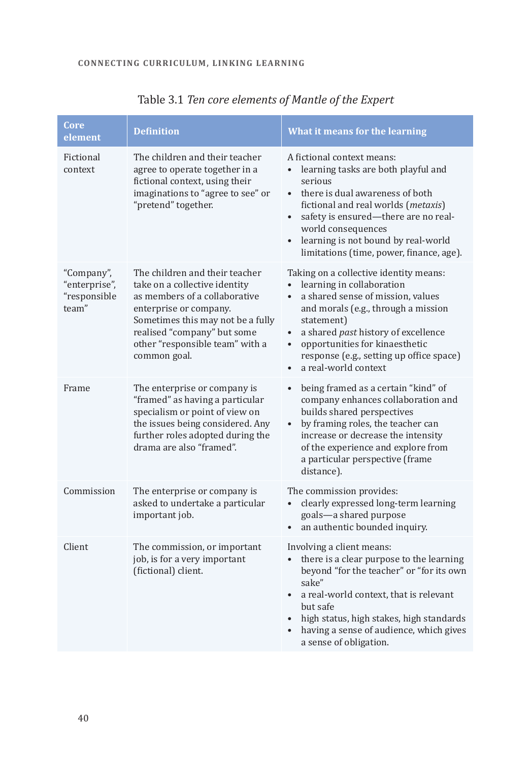Table 3.1 *Ten core elements of Mantle of the Expert*

| Core element | Definition | What it means for the learning |
|---|---|---|
| Fictional context | The children and their teacher agree to operate together in a fictional context, using their imaginations to "agree to see" or "pretend" together. | A fictional context means:<br>• learning tasks are both playful and serious<br>• there is dual awareness of both fictional and real worlds (*metaxis*)<br>• safety is ensured—there are no real-world consequences<br>• learning is not bound by real-world limitations (time, power, finance, age). |
| "Company", "enterprise", "responsible team" | The children and their teacher take on a collective identity as members of a collaborative enterprise or company. Sometimes this may not be a fully realised "company" but some other "responsible team" with a common goal. | Taking on a collective identity means:<br>• learning in collaboration<br>• a shared sense of mission, values and morals (e.g., through a mission statement)<br>• a shared *past* history of excellence<br>• opportunities for kinaesthetic response (e.g., setting up office space)<br>• a real-world context |
| Frame | The enterprise or company is "framed" as having a particular specialism or point of view on the issues being considered. Any further roles adopted during the drama are also "framed". | • being framed as a certain "kind" of company enhances collaboration and builds shared perspectives<br>• by framing roles, the teacher can increase or decrease the intensity of the experience and explore from a particular perspective (frame distance). |
| Commission | The enterprise or company is asked to undertake a particular important job. | The commission provides:<br>• clearly expressed long-term learning goals—a shared purpose<br>• an authentic bounded inquiry. |
| Client | The commission, or important job, is for a very important (fictional) client. | Involving a client means:<br>• there is a clear purpose to the learning beyond "for the teacher" or "for its own sake"<br>• a real-world context, that is relevant but safe<br>• high status, high stakes, high standards<br>• having a sense of audience, which gives a sense of obligation. |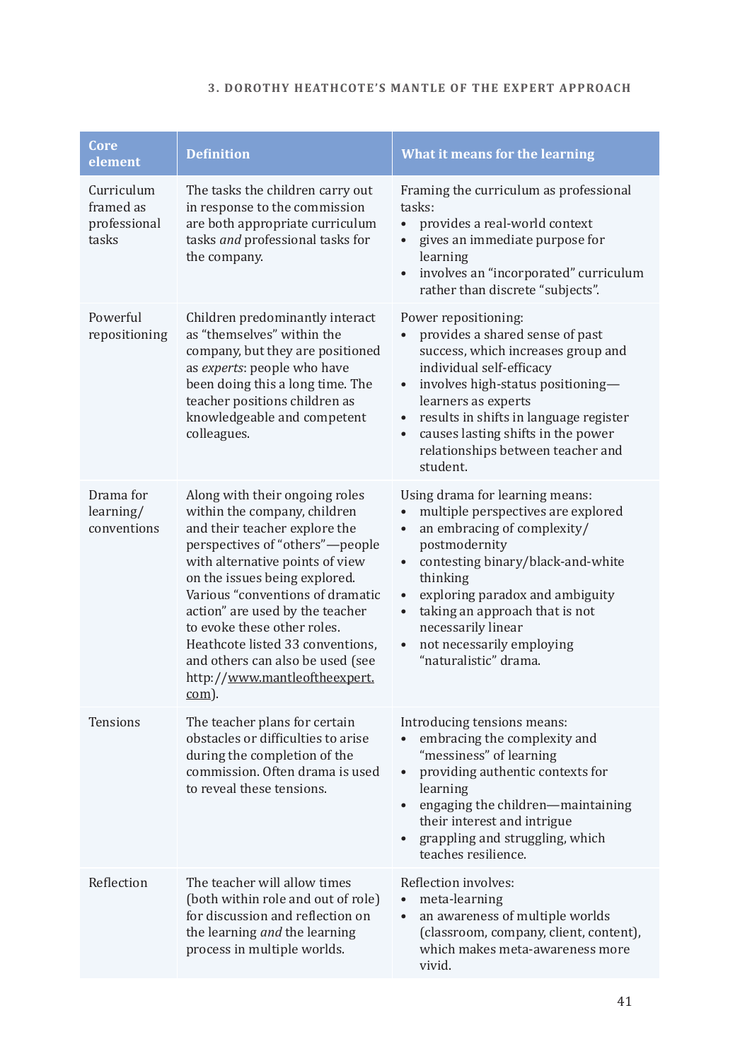| Core element | Definition | What it means for the learning |
| --- | --- | --- |
| Curriculum framed as professional tasks | The tasks the children carry out in response to the commission are both appropriate curriculum tasks *and* professional tasks for the company. | Framing the curriculum as professional tasks:<br>• provides a real-world context<br>• gives an immediate purpose for learning<br>• involves an "incorporated" curriculum rather than discrete "subjects". |
| Powerful repositioning | Children predominantly interact as "themselves" within the company, but they are positioned as *experts*: people who have been doing this a long time. The teacher positions children as knowledgeable and competent colleagues. | Power repositioning:<br>• provides a shared sense of past success, which increases group and individual self-efficacy<br>• involves high-status positioning—learners as experts<br>• results in shifts in language register<br>• causes lasting shifts in the power relationships between teacher and student. |
| Drama for learning/ conventions | Along with their ongoing roles within the company, children and their teacher explore the perspectives of "others"—people with alternative points of view on the issues being explored. Various "conventions of dramatic action" are used by the teacher to evoke these other roles. Heathcote listed 33 conventions, and others can also be used (see http://www.mantleoftheexpert.com). | Using drama for learning means:<br>• multiple perspectives are explored<br>• an embracing of complexity/ postmodernity<br>• contesting binary/black-and-white thinking<br>• exploring paradox and ambiguity<br>• taking an approach that is not necessarily linear<br>• not necessarily employing "naturalistic" drama. |
| Tensions | The teacher plans for certain obstacles or difficulties to arise during the completion of the commission. Often drama is used to reveal these tensions. | Introducing tensions means:<br>• embracing the complexity and "messiness" of learning<br>• providing authentic contexts for learning<br>• engaging the children—maintaining their interest and intrigue<br>• grappling and struggling, which teaches resilience. |
| Reflection | The teacher will allow times (both within role and out of role) for discussion and reflection on the learning *and* the learning process in multiple worlds. | Reflection involves:<br>• meta-learning<br>• an awareness of multiple worlds (classroom, company, client, content), which makes meta-awareness more vivid. |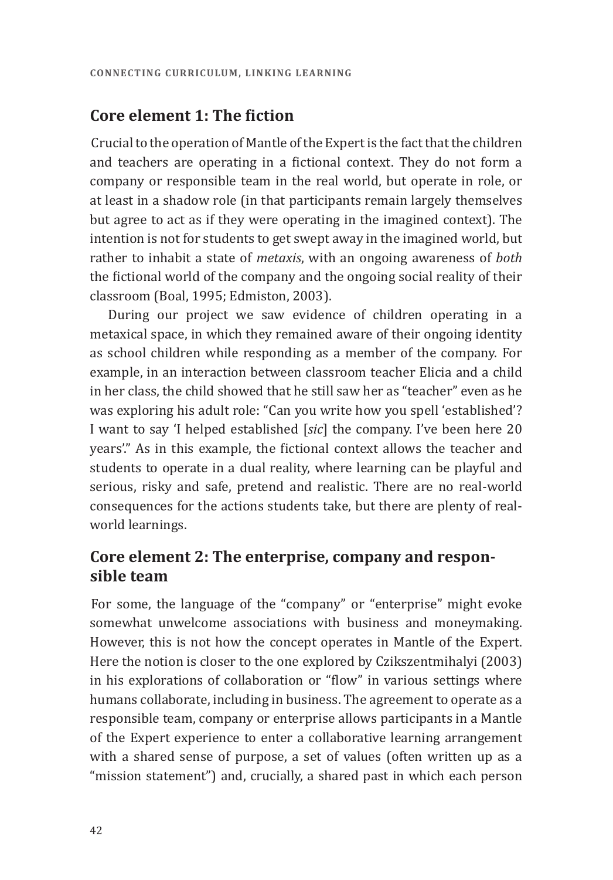## Core element 1: The fiction

Crucial to the operation of Mantle of the Expert is the fact that the children and teachers are operating in a fictional context. They do not form a company or responsible team in the real world, but operate in role, or at least in a shadow role (in that participants remain largely themselves but agree to act as if they were operating in the imagined context). The intention is not for students to get swept away in the imagined world, but rather to inhabit a state of *metaxis*, with an ongoing awareness of *both* the fictional world of the company and the ongoing social reality of their classroom (Boal, 1995; Edmiston, 2003).

During our project we saw evidence of children operating in a metaxical space, in which they remained aware of their ongoing identity as school children while responding as a member of the company. For example, in an interaction between classroom teacher Elicia and a child in her class, the child showed that he still saw her as "teacher" even as he was exploring his adult role: "Can you write how you spell 'established'? I want to say 'I helped established [*sic*] the company. I've been here 20 years'." As in this example, the fictional context allows the teacher and students to operate in a dual reality, where learning can be playful and serious, risky and safe, pretend and realistic. There are no real-world consequences for the actions students take, but there are plenty of real-world learnings.

## Core element 2: The enterprise, company and responsible team

For some, the language of the "company" or "enterprise" might evoke somewhat unwelcome associations with business and moneymaking. However, this is not how the concept operates in Mantle of the Expert. Here the notion is closer to the one explored by Czikszentmihalyi (2003) in his explorations of collaboration or "flow" in various settings where humans collaborate, including in business. The agreement to operate as a responsible team, company or enterprise allows participants in a Mantle of the Expert experience to enter a collaborative learning arrangement with a shared sense of purpose, a set of values (often written up as a "mission statement") and, crucially, a shared past in which each person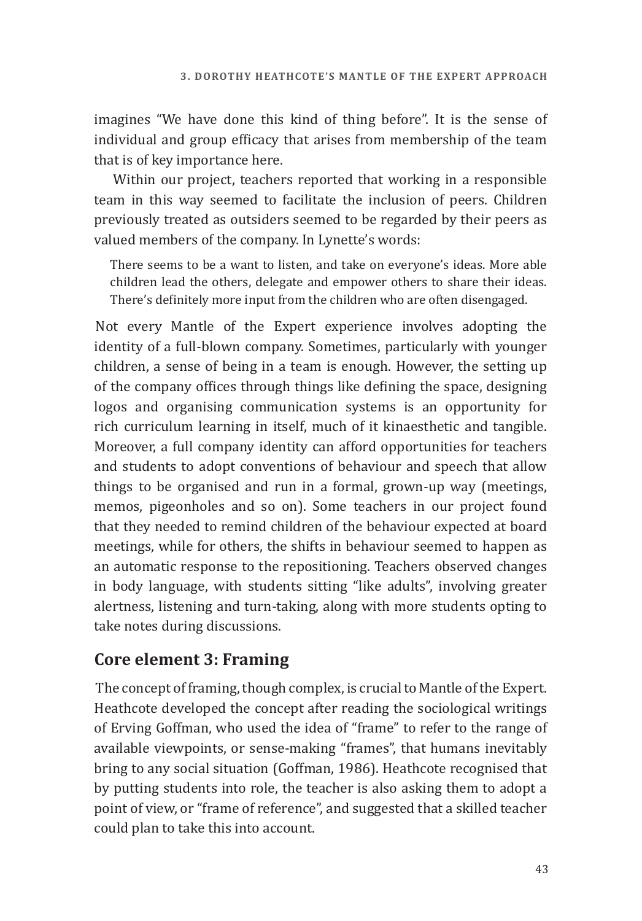imagines “We have done this kind of thing before”. It is the sense of individual and group efficacy that arises from membership of the team that is of key importance here.

Within our project, teachers reported that working in a responsible team in this way seemed to facilitate the inclusion of peers. Children previously treated as outsiders seemed to be regarded by their peers as valued members of the company. In Lynette’s words:

> There seems to be a want to listen, and take on everyone’s ideas. More able children lead the others, delegate and empower others to share their ideas. There’s definitely more input from the children who are often disengaged.

Not every Mantle of the Expert experience involves adopting the identity of a full-blown company. Sometimes, particularly with younger children, a sense of being in a team is enough. However, the setting up of the company offices through things like defining the space, designing logos and organising communication systems is an opportunity for rich curriculum learning in itself, much of it kinaesthetic and tangible. Moreover, a full company identity can afford opportunities for teachers and students to adopt conventions of behaviour and speech that allow things to be organised and run in a formal, grown-up way (meetings, memos, pigeonholes and so on). Some teachers in our project found that they needed to remind children of the behaviour expected at board meetings, while for others, the shifts in behaviour seemed to happen as an automatic response to the repositioning. Teachers observed changes in body language, with students sitting “like adults”, involving greater alertness, listening and turn-taking, along with more students opting to take notes during discussions.

## Core element 3: Framing

The concept of framing, though complex, is crucial to Mantle of the Expert. Heathcote developed the concept after reading the sociological writings of Erving Goffman, who used the idea of “frame” to refer to the range of available viewpoints, or sense-making “frames”, that humans inevitably bring to any social situation (Goffman, 1986). Heathcote recognised that by putting students into role, the teacher is also asking them to adopt a point of view, or “frame of reference”, and suggested that a skilled teacher could plan to take this into account.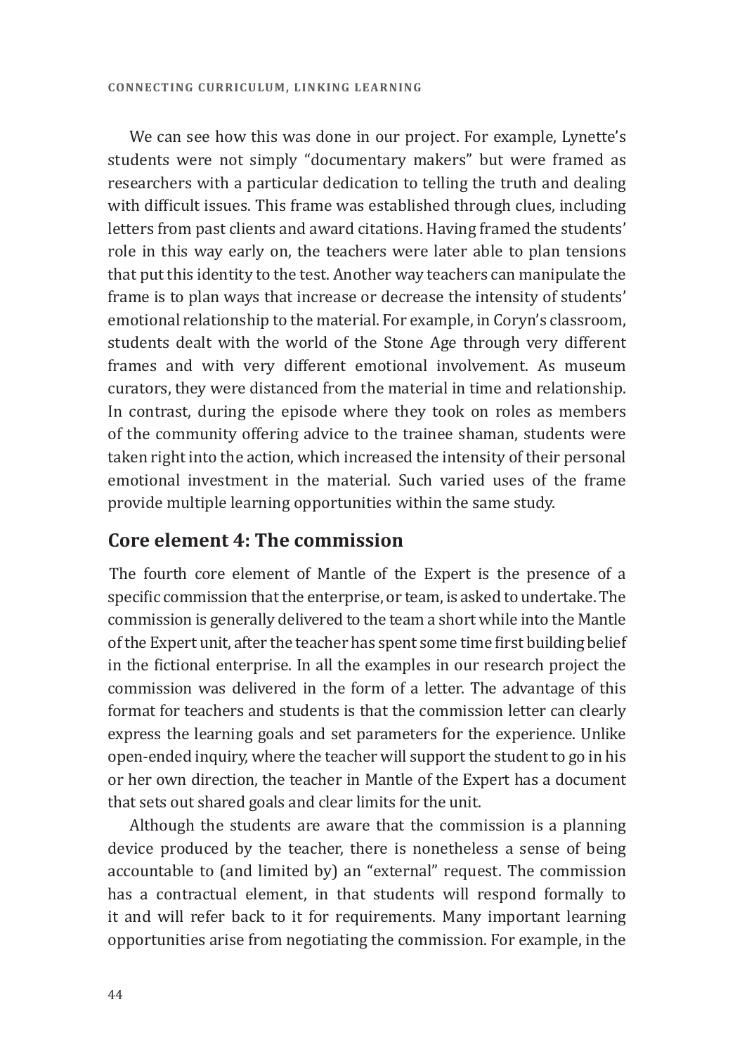We can see how this was done in our project. For example, Lynette's students were not simply "documentary makers" but were framed as researchers with a particular dedication to telling the truth and dealing with difficult issues. This frame was established through clues, including letters from past clients and award citations. Having framed the students' role in this way early on, the teachers were later able to plan tensions that put this identity to the test. Another way teachers can manipulate the frame is to plan ways that increase or decrease the intensity of students' emotional relationship to the material. For example, in Coryn's classroom, students dealt with the world of the Stone Age through very different frames and with very different emotional involvement. As museum curators, they were distanced from the material in time and relationship. In contrast, during the episode where they took on roles as members of the community offering advice to the trainee shaman, students were taken right into the action, which increased the intensity of their personal emotional investment in the material. Such varied uses of the frame provide multiple learning opportunities within the same study.

## Core element 4: The commission

The fourth core element of Mantle of the Expert is the presence of a specific commission that the enterprise, or team, is asked to undertake. The commission is generally delivered to the team a short while into the Mantle of the Expert unit, after the teacher has spent some time first building belief in the fictional enterprise. In all the examples in our research project the commission was delivered in the form of a letter. The advantage of this format for teachers and students is that the commission letter can clearly express the learning goals and set parameters for the experience. Unlike open-ended inquiry, where the teacher will support the student to go in his or her own direction, the teacher in Mantle of the Expert has a document that sets out shared goals and clear limits for the unit.

Although the students are aware that the commission is a planning device produced by the teacher, there is nonetheless a sense of being accountable to (and limited by) an "external" request. The commission has a contractual element, in that students will respond formally to it and will refer back to it for requirements. Many important learning opportunities arise from negotiating the commission. For example, in the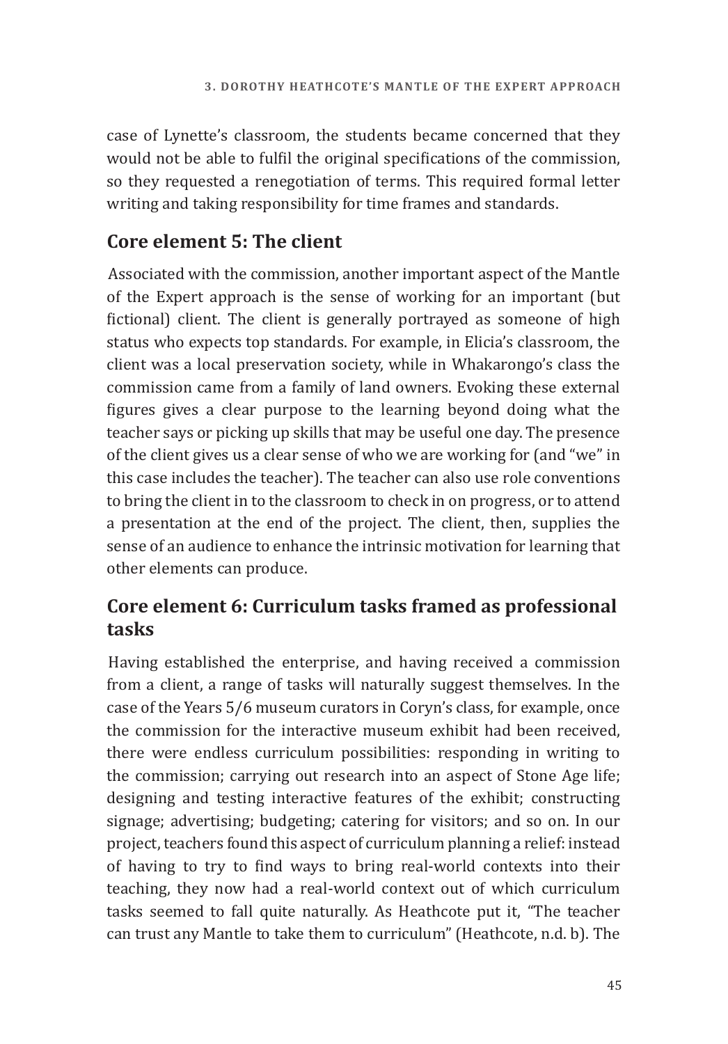case of Lynette's classroom, the students became concerned that they would not be able to fulfil the original specifications of the commission, so they requested a renegotiation of terms. This required formal letter writing and taking responsibility for time frames and standards.

## Core element 5: The client

Associated with the commission, another important aspect of the Mantle of the Expert approach is the sense of working for an important (but fictional) client. The client is generally portrayed as someone of high status who expects top standards. For example, in Elicia's classroom, the client was a local preservation society, while in Whakarongo's class the commission came from a family of land owners. Evoking these external figures gives a clear purpose to the learning beyond doing what the teacher says or picking up skills that may be useful one day. The presence of the client gives us a clear sense of who we are working for (and "we" in this case includes the teacher). The teacher can also use role conventions to bring the client in to the classroom to check in on progress, or to attend a presentation at the end of the project. The client, then, supplies the sense of an audience to enhance the intrinsic motivation for learning that other elements can produce.

## Core element 6: Curriculum tasks framed as professional tasks

Having established the enterprise, and having received a commission from a client, a range of tasks will naturally suggest themselves. In the case of the Years 5/6 museum curators in Coryn's class, for example, once the commission for the interactive museum exhibit had been received, there were endless curriculum possibilities: responding in writing to the commission; carrying out research into an aspect of Stone Age life; designing and testing interactive features of the exhibit; constructing signage; advertising; budgeting; catering for visitors; and so on. In our project, teachers found this aspect of curriculum planning a relief: instead of having to try to find ways to bring real-world contexts into their teaching, they now had a real-world context out of which curriculum tasks seemed to fall quite naturally. As Heathcote put it, "The teacher can trust any Mantle to take them to curriculum" (Heathcote, n.d. b). The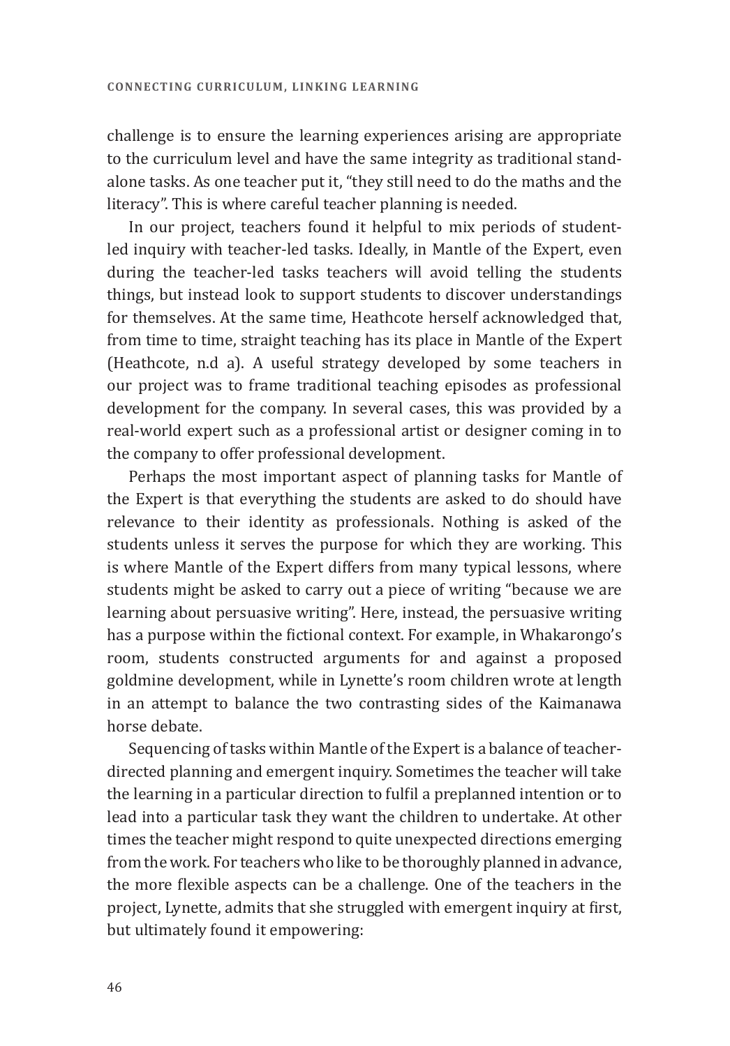challenge is to ensure the learning experiences arising are appropriate to the curriculum level and have the same integrity as traditional stand-alone tasks. As one teacher put it, "they still need to do the maths and the literacy". This is where careful teacher planning is needed.

In our project, teachers found it helpful to mix periods of student-led inquiry with teacher-led tasks. Ideally, in Mantle of the Expert, even during the teacher-led tasks teachers will avoid telling the students things, but instead look to support students to discover understandings for themselves. At the same time, Heathcote herself acknowledged that, from time to time, straight teaching has its place in Mantle of the Expert (Heathcote, n.d a). A useful strategy developed by some teachers in our project was to frame traditional teaching episodes as professional development for the company. In several cases, this was provided by a real-world expert such as a professional artist or designer coming in to the company to offer professional development.

Perhaps the most important aspect of planning tasks for Mantle of the Expert is that everything the students are asked to do should have relevance to their identity as professionals. Nothing is asked of the students unless it serves the purpose for which they are working. This is where Mantle of the Expert differs from many typical lessons, where students might be asked to carry out a piece of writing "because we are learning about persuasive writing". Here, instead, the persuasive writing has a purpose within the fictional context. For example, in Whakarongo's room, students constructed arguments for and against a proposed goldmine development, while in Lynette's room children wrote at length in an attempt to balance the two contrasting sides of the Kaimanawa horse debate.

Sequencing of tasks within Mantle of the Expert is a balance of teacher-directed planning and emergent inquiry. Sometimes the teacher will take the learning in a particular direction to fulfil a preplanned intention or to lead into a particular task they want the children to undertake. At other times the teacher might respond to quite unexpected directions emerging from the work. For teachers who like to be thoroughly planned in advance, the more flexible aspects can be a challenge. One of the teachers in the project, Lynette, admits that she struggled with emergent inquiry at first, but ultimately found it empowering: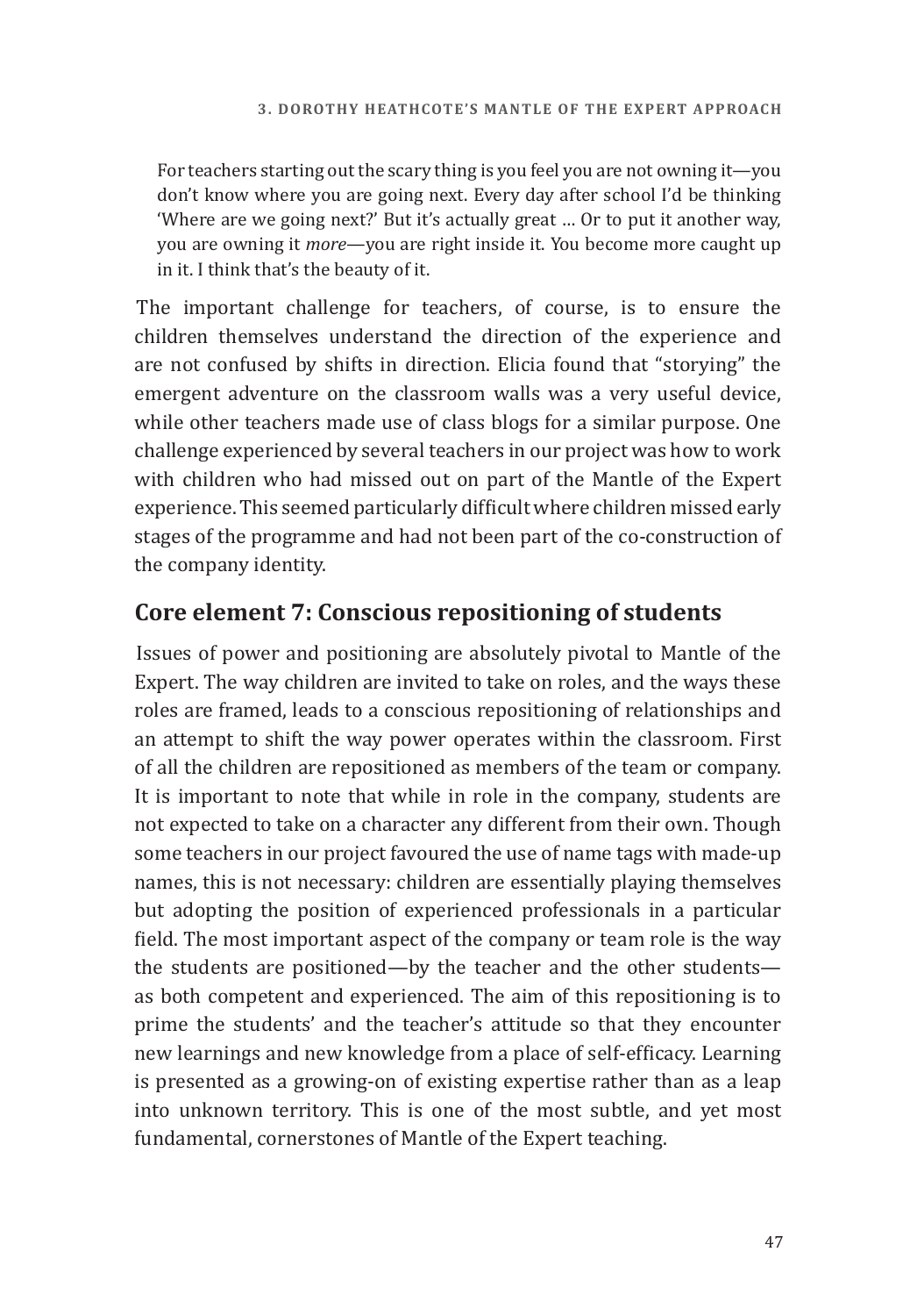> For teachers starting out the scary thing is you feel you are not owning it—you don't know where you are going next. Every day after school I'd be thinking 'Where are we going next?' But it's actually great … Or to put it another way, you are owning it *more*—you are right inside it. You become more caught up in it. I think that's the beauty of it.

The important challenge for teachers, of course, is to ensure the children themselves understand the direction of the experience and are not confused by shifts in direction. Elicia found that "storying" the emergent adventure on the classroom walls was a very useful device, while other teachers made use of class blogs for a similar purpose. One challenge experienced by several teachers in our project was how to work with children who had missed out on part of the Mantle of the Expert experience. This seemed particularly difficult where children missed early stages of the programme and had not been part of the co-construction of the company identity.

## Core element 7: Conscious repositioning of students

Issues of power and positioning are absolutely pivotal to Mantle of the Expert. The way children are invited to take on roles, and the ways these roles are framed, leads to a conscious repositioning of relationships and an attempt to shift the way power operates within the classroom. First of all the children are repositioned as members of the team or company. It is important to note that while in role in the company, students are not expected to take on a character any different from their own. Though some teachers in our project favoured the use of name tags with made-up names, this is not necessary: children are essentially playing themselves but adopting the position of experienced professionals in a particular field. The most important aspect of the company or team role is the way the students are positioned—by the teacher and the other students—as both competent and experienced. The aim of this repositioning is to prime the students' and the teacher's attitude so that they encounter new learnings and new knowledge from a place of self-efficacy. Learning is presented as a growing-on of existing expertise rather than as a leap into unknown territory. This is one of the most subtle, and yet most fundamental, cornerstones of Mantle of the Expert teaching.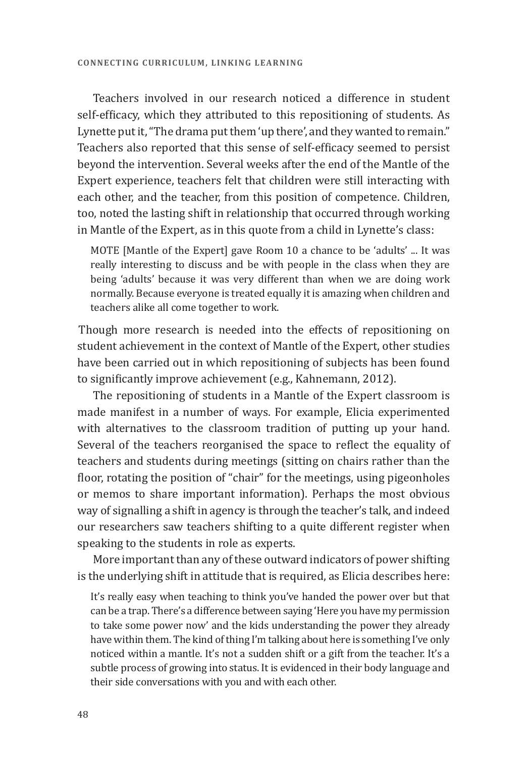Teachers involved in our research noticed a difference in student self-efficacy, which they attributed to this repositioning of students. As Lynette put it, "The drama put them 'up there', and they wanted to remain." Teachers also reported that this sense of self-efficacy seemed to persist beyond the intervention. Several weeks after the end of the Mantle of the Expert experience, teachers felt that children were still interacting with each other, and the teacher, from this position of competence. Children, too, noted the lasting shift in relationship that occurred through working in Mantle of the Expert, as in this quote from a child in Lynette's class:

> MOTE [Mantle of the Expert] gave Room 10 a chance to be 'adults' ... It was really interesting to discuss and be with people in the class when they are being 'adults' because it was very different than when we are doing work normally. Because everyone is treated equally it is amazing when children and teachers alike all come together to work.

Though more research is needed into the effects of repositioning on student achievement in the context of Mantle of the Expert, other studies have been carried out in which repositioning of subjects has been found to significantly improve achievement (e.g., Kahnemann, 2012).

The repositioning of students in a Mantle of the Expert classroom is made manifest in a number of ways. For example, Elicia experimented with alternatives to the classroom tradition of putting up your hand. Several of the teachers reorganised the space to reflect the equality of teachers and students during meetings (sitting on chairs rather than the floor, rotating the position of "chair" for the meetings, using pigeonholes or memos to share important information). Perhaps the most obvious way of signalling a shift in agency is through the teacher's talk, and indeed our researchers saw teachers shifting to a quite different register when speaking to the students in role as experts.

More important than any of these outward indicators of power shifting is the underlying shift in attitude that is required, as Elicia describes here:

> It's really easy when teaching to think you've handed the power over but that can be a trap. There's a difference between saying 'Here you have my permission to take some power now' and the kids understanding the power they already have within them. The kind of thing I'm talking about here is something I've only noticed within a mantle. It's not a sudden shift or a gift from the teacher. It's a subtle process of growing into status. It is evidenced in their body language and their side conversations with you and with each other.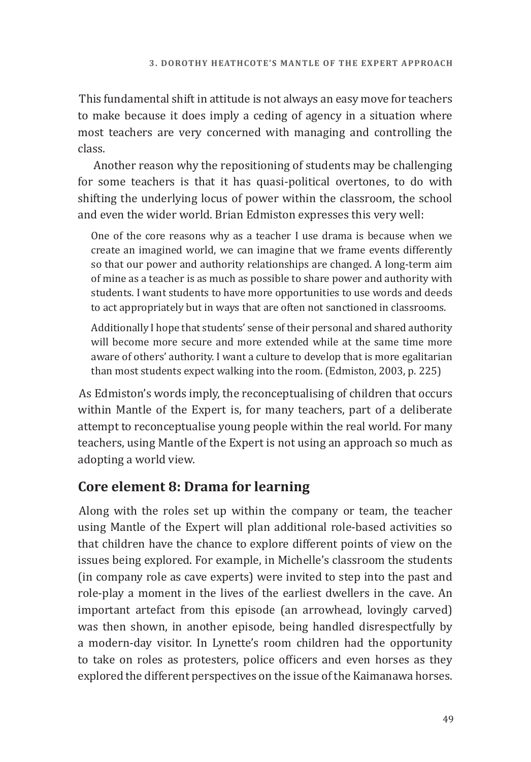This fundamental shift in attitude is not always an easy move for teachers to make because it does imply a ceding of agency in a situation where most teachers are very concerned with managing and controlling the class.

Another reason why the repositioning of students may be challenging for some teachers is that it has quasi-political overtones, to do with shifting the underlying locus of power within the classroom, the school and even the wider world. Brian Edmiston expresses this very well:

> One of the core reasons why as a teacher I use drama is because when we create an imagined world, we can imagine that we frame events differently so that our power and authority relationships are changed. A long-term aim of mine as a teacher is as much as possible to share power and authority with students. I want students to have more opportunities to use words and deeds to act appropriately but in ways that are often not sanctioned in classrooms.
>
> Additionally I hope that students' sense of their personal and shared authority will become more secure and more extended while at the same time more aware of others' authority. I want a culture to develop that is more egalitarian than most students expect walking into the room. (Edmiston, 2003, p. 225)

As Edmiston's words imply, the reconceptualising of children that occurs within Mantle of the Expert is, for many teachers, part of a deliberate attempt to reconceptualise young people within the real world. For many teachers, using Mantle of the Expert is not using an approach so much as adopting a world view.

## Core element 8: Drama for learning

Along with the roles set up within the company or team, the teacher using Mantle of the Expert will plan additional role-based activities so that children have the chance to explore different points of view on the issues being explored. For example, in Michelle's classroom the students (in company role as cave experts) were invited to step into the past and role-play a moment in the lives of the earliest dwellers in the cave. An important artefact from this episode (an arrowhead, lovingly carved) was then shown, in another episode, being handled disrespectfully by a modern-day visitor. In Lynette's room children had the opportunity to take on roles as protesters, police officers and even horses as they explored the different perspectives on the issue of the Kaimanawa horses.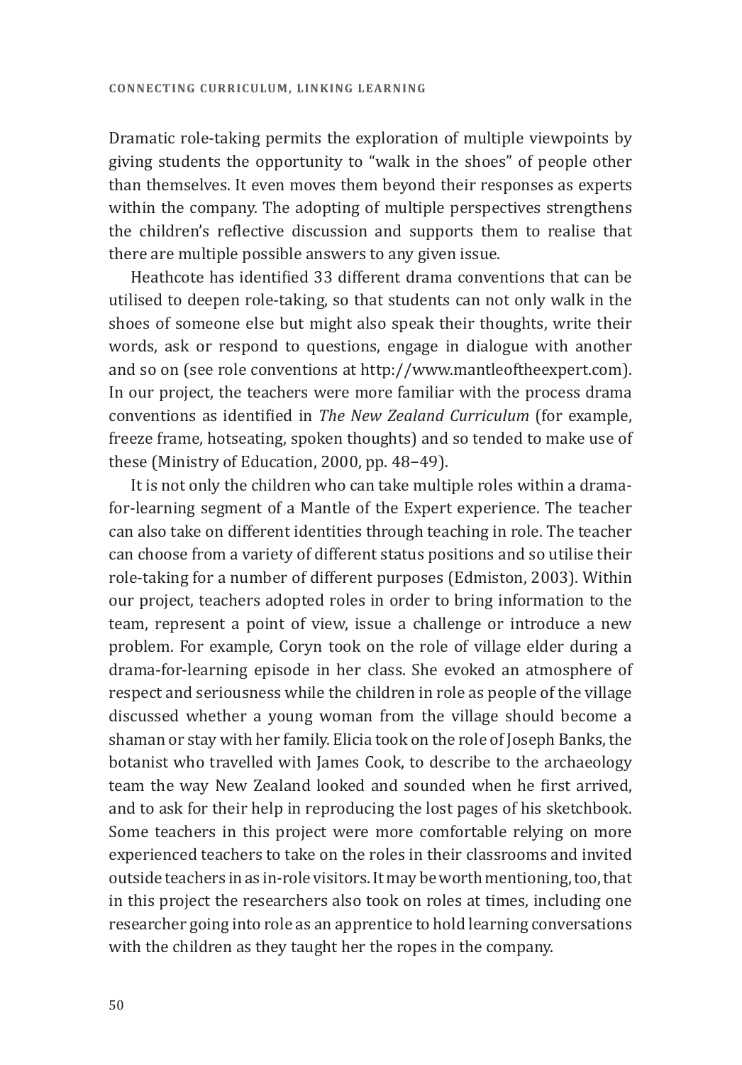Dramatic role-taking permits the exploration of multiple viewpoints by giving students the opportunity to “walk in the shoes” of people other than themselves. It even moves them beyond their responses as experts within the company. The adopting of multiple perspectives strengthens the children’s reflective discussion and supports them to realise that there are multiple possible answers to any given issue.

Heathcote has identified 33 different drama conventions that can be utilised to deepen role-taking, so that students can not only walk in the shoes of someone else but might also speak their thoughts, write their words, ask or respond to questions, engage in dialogue with another and so on (see role conventions at http://www.mantleoftheexpert.com). In our project, the teachers were more familiar with the process drama conventions as identified in *The New Zealand Curriculum* (for example, freeze frame, hotseating, spoken thoughts) and so tended to make use of these (Ministry of Education, 2000, pp. 48–49).

It is not only the children who can take multiple roles within a drama-for-learning segment of a Mantle of the Expert experience. The teacher can also take on different identities through teaching in role. The teacher can choose from a variety of different status positions and so utilise their role-taking for a number of different purposes (Edmiston, 2003). Within our project, teachers adopted roles in order to bring information to the team, represent a point of view, issue a challenge or introduce a new problem. For example, Coryn took on the role of village elder during a drama-for-learning episode in her class. She evoked an atmosphere of respect and seriousness while the children in role as people of the village discussed whether a young woman from the village should become a shaman or stay with her family. Elicia took on the role of Joseph Banks, the botanist who travelled with James Cook, to describe to the archaeology team the way New Zealand looked and sounded when he first arrived, and to ask for their help in reproducing the lost pages of his sketchbook. Some teachers in this project were more comfortable relying on more experienced teachers to take on the roles in their classrooms and invited outside teachers in as in-role visitors. It may be worth mentioning, too, that in this project the researchers also took on roles at times, including one researcher going into role as an apprentice to hold learning conversations with the children as they taught her the ropes in the company.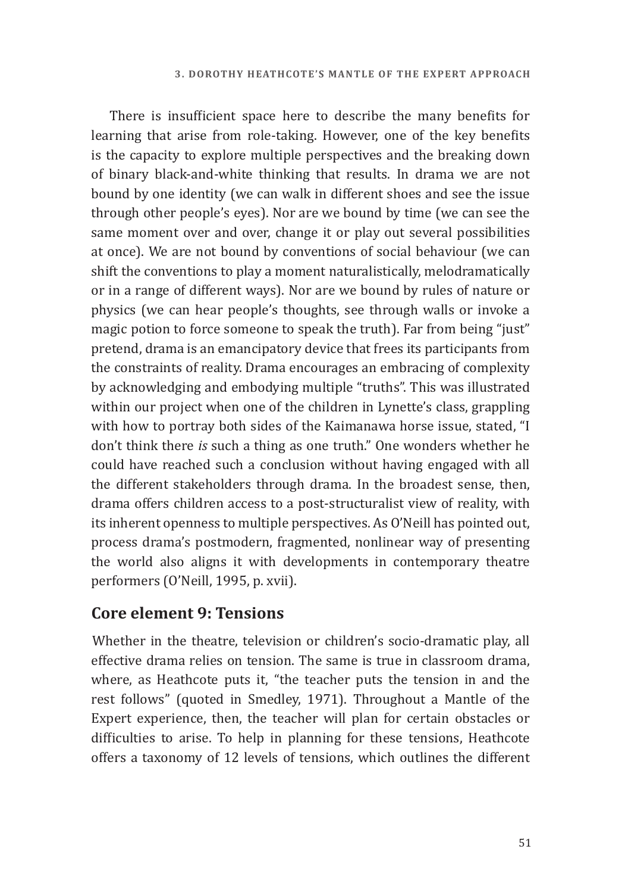There is insufficient space here to describe the many benefits for learning that arise from role-taking. However, one of the key benefits is the capacity to explore multiple perspectives and the breaking down of binary black-and-white thinking that results. In drama we are not bound by one identity (we can walk in different shoes and see the issue through other people's eyes). Nor are we bound by time (we can see the same moment over and over, change it or play out several possibilities at once). We are not bound by conventions of social behaviour (we can shift the conventions to play a moment naturalistically, melodramatically or in a range of different ways). Nor are we bound by rules of nature or physics (we can hear people's thoughts, see through walls or invoke a magic potion to force someone to speak the truth). Far from being "just" pretend, drama is an emancipatory device that frees its participants from the constraints of reality. Drama encourages an embracing of complexity by acknowledging and embodying multiple "truths". This was illustrated within our project when one of the children in Lynette's class, grappling with how to portray both sides of the Kaimanawa horse issue, stated, "I don't think there *is* such a thing as one truth." One wonders whether he could have reached such a conclusion without having engaged with all the different stakeholders through drama. In the broadest sense, then, drama offers children access to a post-structuralist view of reality, with its inherent openness to multiple perspectives. As O'Neill has pointed out, process drama's postmodern, fragmented, nonlinear way of presenting the world also aligns it with developments in contemporary theatre performers (O'Neill, 1995, p. xvii).

## Core element 9: Tensions

Whether in the theatre, television or children's socio-dramatic play, all effective drama relies on tension. The same is true in classroom drama, where, as Heathcote puts it, "the teacher puts the tension in and the rest follows" (quoted in Smedley, 1971). Throughout a Mantle of the Expert experience, then, the teacher will plan for certain obstacles or difficulties to arise. To help in planning for these tensions, Heathcote offers a taxonomy of 12 levels of tensions, which outlines the different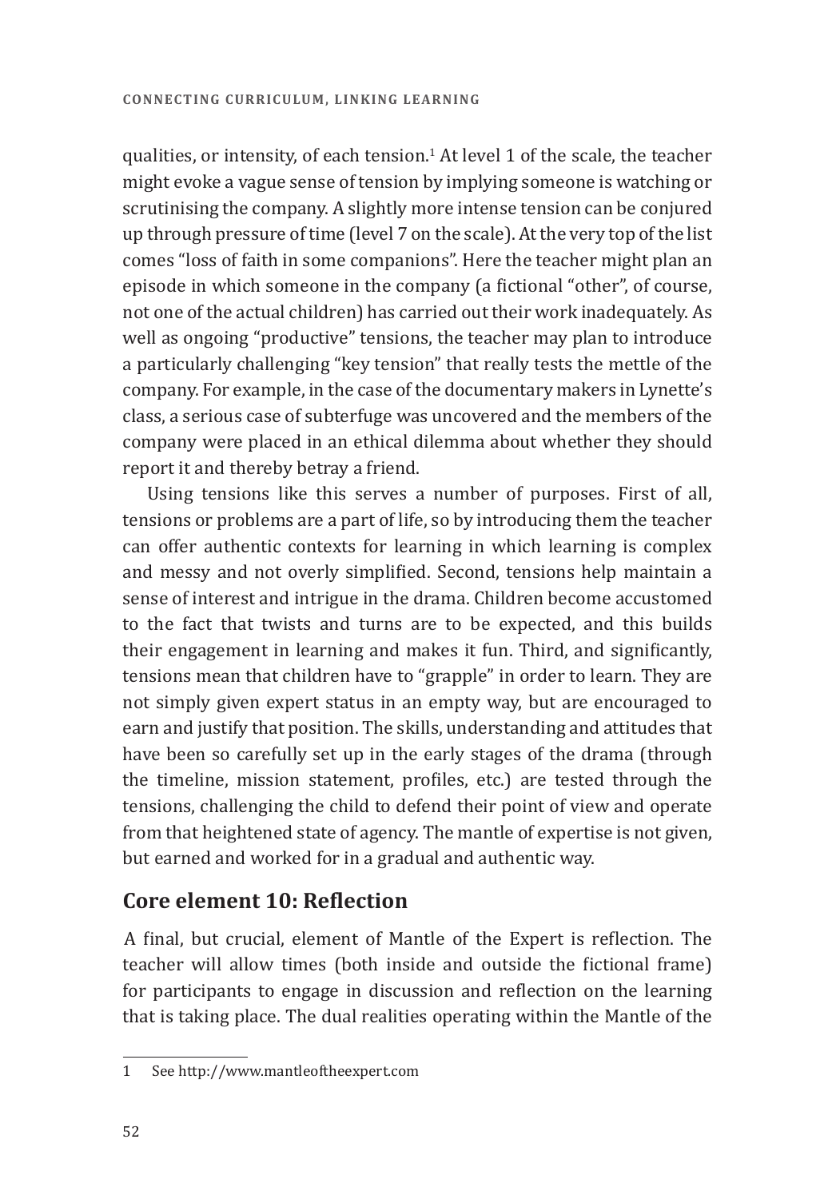qualities, or intensity, of each tension.[1] At level 1 of the scale, the teacher might evoke a vague sense of tension by implying someone is watching or scrutinising the company. A slightly more intense tension can be conjured up through pressure of time (level 7 on the scale). At the very top of the list comes "loss of faith in some companions". Here the teacher might plan an episode in which someone in the company (a fictional "other", of course, not one of the actual children) has carried out their work inadequately. As well as ongoing "productive" tensions, the teacher may plan to introduce a particularly challenging "key tension" that really tests the mettle of the company. For example, in the case of the documentary makers in Lynette's class, a serious case of subterfuge was uncovered and the members of the company were placed in an ethical dilemma about whether they should report it and thereby betray a friend.

Using tensions like this serves a number of purposes. First of all, tensions or problems are a part of life, so by introducing them the teacher can offer authentic contexts for learning in which learning is complex and messy and not overly simplified. Second, tensions help maintain a sense of interest and intrigue in the drama. Children become accustomed to the fact that twists and turns are to be expected, and this builds their engagement in learning and makes it fun. Third, and significantly, tensions mean that children have to "grapple" in order to learn. They are not simply given expert status in an empty way, but are encouraged to earn and justify that position. The skills, understanding and attitudes that have been so carefully set up in the early stages of the drama (through the timeline, mission statement, profiles, etc.) are tested through the tensions, challenging the child to defend their point of view and operate from that heightened state of agency. The mantle of expertise is not given, but earned and worked for in a gradual and authentic way.

## Core element 10: Reflection

A final, but crucial, element of Mantle of the Expert is reflection. The teacher will allow times (both inside and outside the fictional frame) for participants to engage in discussion and reflection on the learning that is taking place. The dual realities operating within the Mantle of the

---

1 See http://www.mantleoftheexpert.com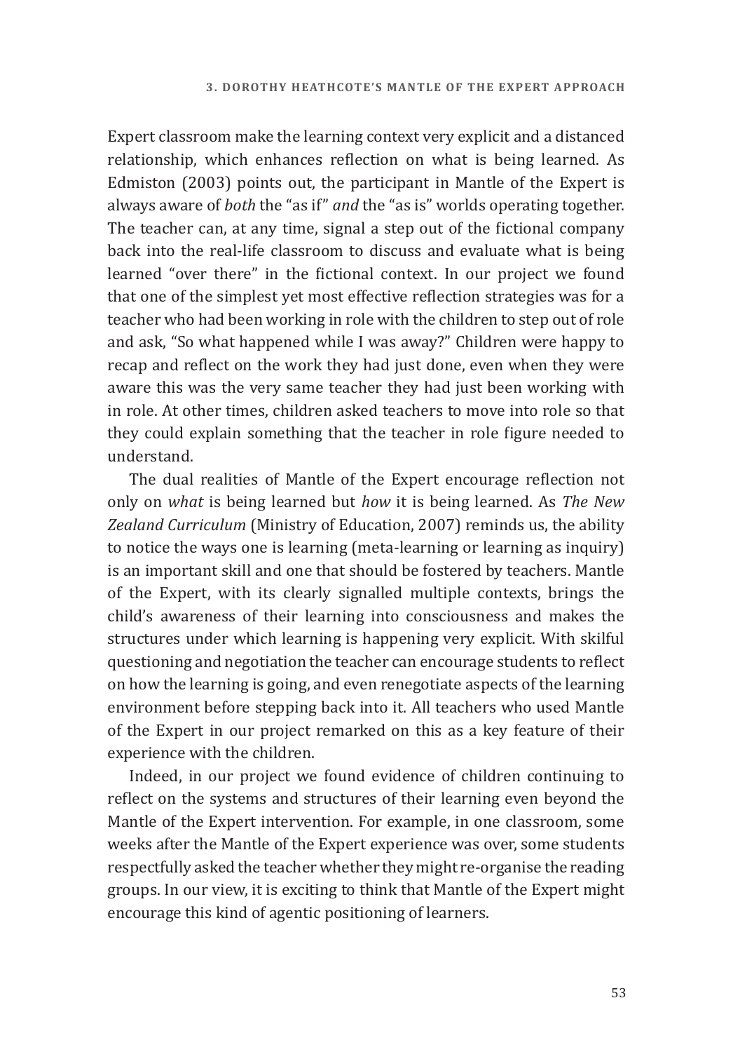Expert classroom make the learning context very explicit and a distanced relationship, which enhances reflection on what is being learned. As Edmiston (2003) points out, the participant in Mantle of the Expert is always aware of *both* the "as if" *and* the "as is" worlds operating together. The teacher can, at any time, signal a step out of the fictional company back into the real-life classroom to discuss and evaluate what is being learned "over there" in the fictional context. In our project we found that one of the simplest yet most effective reflection strategies was for a teacher who had been working in role with the children to step out of role and ask, "So what happened while I was away?" Children were happy to recap and reflect on the work they had just done, even when they were aware this was the very same teacher they had just been working with in role. At other times, children asked teachers to move into role so that they could explain something that the teacher in role figure needed to understand.

The dual realities of Mantle of the Expert encourage reflection not only on *what* is being learned but *how* it is being learned. As *The New Zealand Curriculum* (Ministry of Education, 2007) reminds us, the ability to notice the ways one is learning (meta-learning or learning as inquiry) is an important skill and one that should be fostered by teachers. Mantle of the Expert, with its clearly signalled multiple contexts, brings the child's awareness of their learning into consciousness and makes the structures under which learning is happening very explicit. With skilful questioning and negotiation the teacher can encourage students to reflect on how the learning is going, and even renegotiate aspects of the learning environment before stepping back into it. All teachers who used Mantle of the Expert in our project remarked on this as a key feature of their experience with the children.

Indeed, in our project we found evidence of children continuing to reflect on the systems and structures of their learning even beyond the Mantle of the Expert intervention. For example, in one classroom, some weeks after the Mantle of the Expert experience was over, some students respectfully asked the teacher whether they might re-organise the reading groups. In our view, it is exciting to think that Mantle of the Expert might encourage this kind of agentic positioning of learners.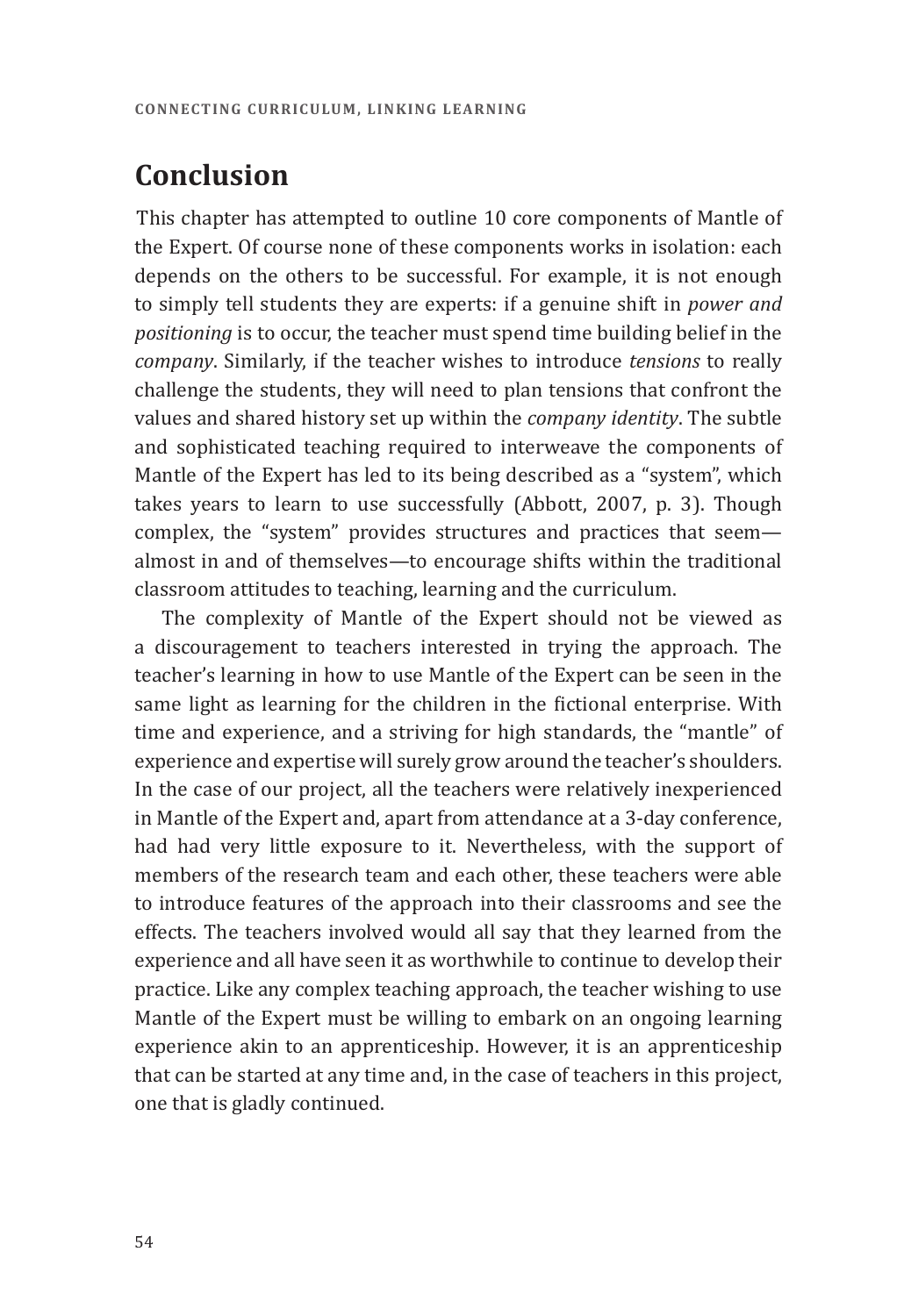## Conclusion

This chapter has attempted to outline 10 core components of Mantle of the Expert. Of course none of these components works in isolation: each depends on the others to be successful. For example, it is not enough to simply tell students they are experts: if a genuine shift in *power and positioning* is to occur, the teacher must spend time building belief in the *company*. Similarly, if the teacher wishes to introduce *tensions* to really challenge the students, they will need to plan tensions that confront the values and shared history set up within the *company identity*. The subtle and sophisticated teaching required to interweave the components of Mantle of the Expert has led to its being described as a "system", which takes years to learn to use successfully (Abbott, 2007, p. 3). Though complex, the "system" provides structures and practices that seem—almost in and of themselves—to encourage shifts within the traditional classroom attitudes to teaching, learning and the curriculum.

The complexity of Mantle of the Expert should not be viewed as a discouragement to teachers interested in trying the approach. The teacher's learning in how to use Mantle of the Expert can be seen in the same light as learning for the children in the fictional enterprise. With time and experience, and a striving for high standards, the "mantle" of experience and expertise will surely grow around the teacher's shoulders. In the case of our project, all the teachers were relatively inexperienced in Mantle of the Expert and, apart from attendance at a 3-day conference, had had very little exposure to it. Nevertheless, with the support of members of the research team and each other, these teachers were able to introduce features of the approach into their classrooms and see the effects. The teachers involved would all say that they learned from the experience and all have seen it as worthwhile to continue to develop their practice. Like any complex teaching approach, the teacher wishing to use Mantle of the Expert must be willing to embark on an ongoing learning experience akin to an apprenticeship. However, it is an apprenticeship that can be started at any time and, in the case of teachers in this project, one that is gladly continued.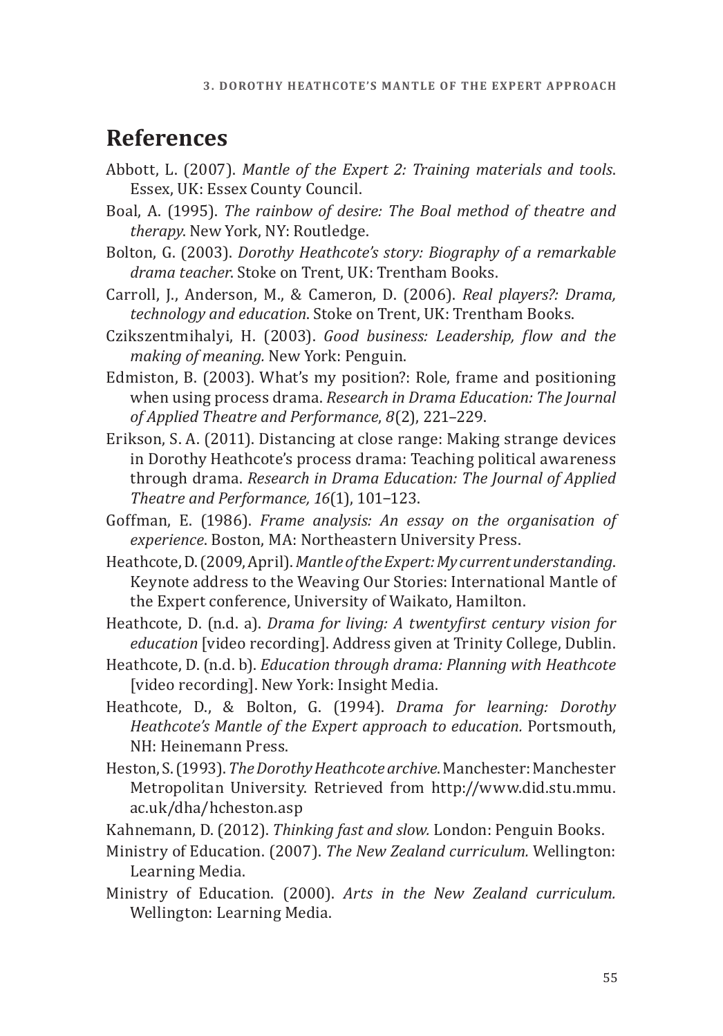## References

Abbott, L. (2007). *Mantle of the Expert 2: Training materials and tools*. Essex, UK: Essex County Council.

Boal, A. (1995). *The rainbow of desire: The Boal method of theatre and therapy*. New York, NY: Routledge.

Bolton, G. (2003). *Dorothy Heathcote's story: Biography of a remarkable drama teacher*. Stoke on Trent, UK: Trentham Books.

Carroll, J., Anderson, M., & Cameron, D. (2006). *Real players?: Drama, technology and education*. Stoke on Trent, UK: Trentham Books.

Czikszentmihalyi, H. (2003). *Good business: Leadership, flow and the making of meaning.* New York: Penguin.

Edmiston, B. (2003). What's my position?: Role, frame and positioning when using process drama. *Research in Drama Education: The Journal of Applied Theatre and Performance*, *8*(2), 221–229.

Erikson, S. A. (2011). Distancing at close range: Making strange devices in Dorothy Heathcote's process drama: Teaching political awareness through drama. *Research in Drama Education: The Journal of Applied Theatre and Performance, 16*(1), 101–123.

Goffman, E. (1986). *Frame analysis: An essay on the organisation of experience*. Boston, MA: Northeastern University Press.

Heathcote, D. (2009, April). *Mantle of the Expert: My current understanding*. Keynote address to the Weaving Our Stories: International Mantle of the Expert conference, University of Waikato, Hamilton.

Heathcote, D. (n.d. a). *Drama for living: A twentyfirst century vision for education* [video recording]. Address given at Trinity College, Dublin.

Heathcote, D. (n.d. b). *Education through drama: Planning with Heathcote* [video recording]. New York: Insight Media.

Heathcote, D., & Bolton, G. (1994). *Drama for learning: Dorothy Heathcote's Mantle of the Expert approach to education.* Portsmouth, NH: Heinemann Press.

Heston, S. (1993). *The Dorothy Heathcote archive*. Manchester: Manchester Metropolitan University. Retrieved from http://www.did.stu.mmu.ac.uk/dha/hcheston.asp

Kahnemann, D. (2012). *Thinking fast and slow.* London: Penguin Books.

Ministry of Education. (2007). *The New Zealand curriculum.* Wellington: Learning Media.

Ministry of Education. (2000). *Arts in the New Zealand curriculum.* Wellington: Learning Media.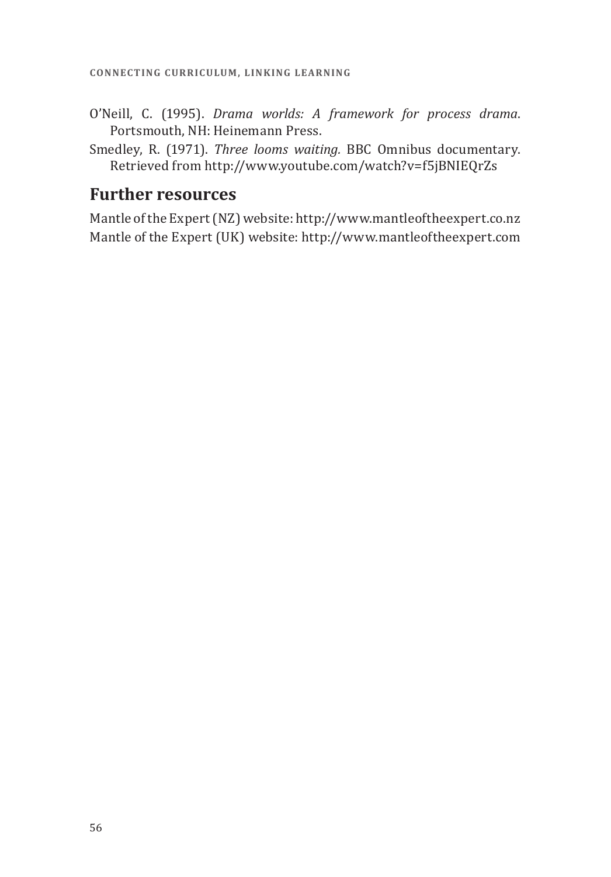O'Neill, C. (1995). *Drama worlds: A framework for process drama*. Portsmouth, NH: Heinemann Press.

Smedley, R. (1971). *Three looms waiting.* BBC Omnibus documentary. Retrieved from http://www.youtube.com/watch?v=f5jBNIEQrZs

## Further resources

Mantle of the Expert (NZ) website: http://www.mantleoftheexpert.co.nz

Mantle of the Expert (UK) website: http://www.mantleoftheexpert.com